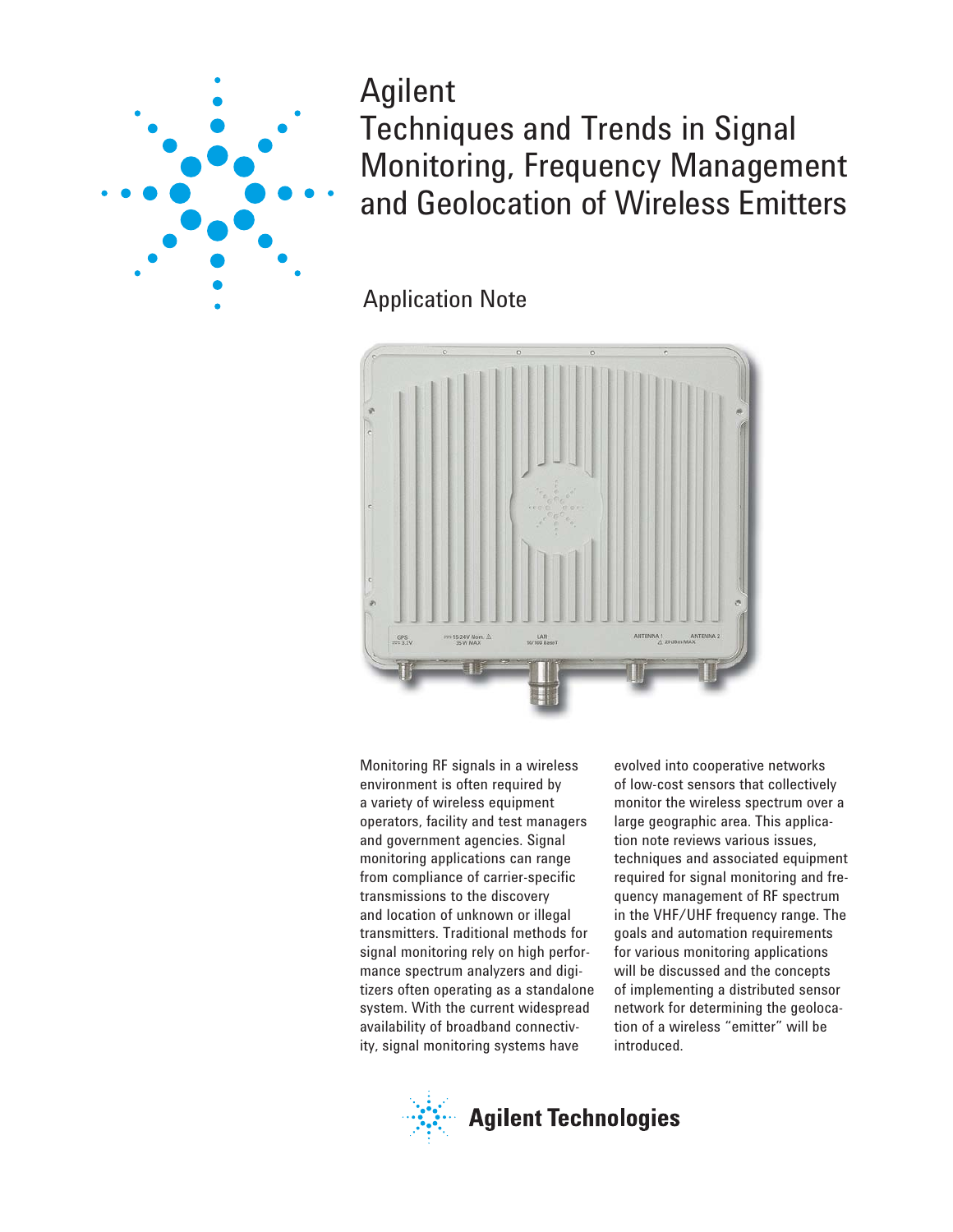# Agilent
# Techniques and Trends in Signal Monitoring, Frequency Management and Geolocation of Wireless Emitters

## Application Note

Monitoring RF signals in a wireless environment is often required by a variety of wireless equipment operators, facility and test managers and government agencies. Signal monitoring applications can range from compliance of carrier-specific transmissions to the discovery and location of unknown or illegal transmitters. Traditional methods for signal monitoring rely on high performance spectrum analyzers and digitizers often operating as a standalone system. With the current widespread availability of broadband connectivity, signal monitoring systems have evolved into cooperative networks of low-cost sensors that collectively monitor the wireless spectrum over a large geographic area. This application note reviews various issues, techniques and associated equipment required for signal monitoring and frequency management of RF spectrum in the VHF/UHF frequency range. The goals and automation requirements for various monitoring applications will be discussed and the concepts of implementing a distributed sensor network for determining the geolocation of a wireless "emitter" will be introduced.

**Agilent Technologies**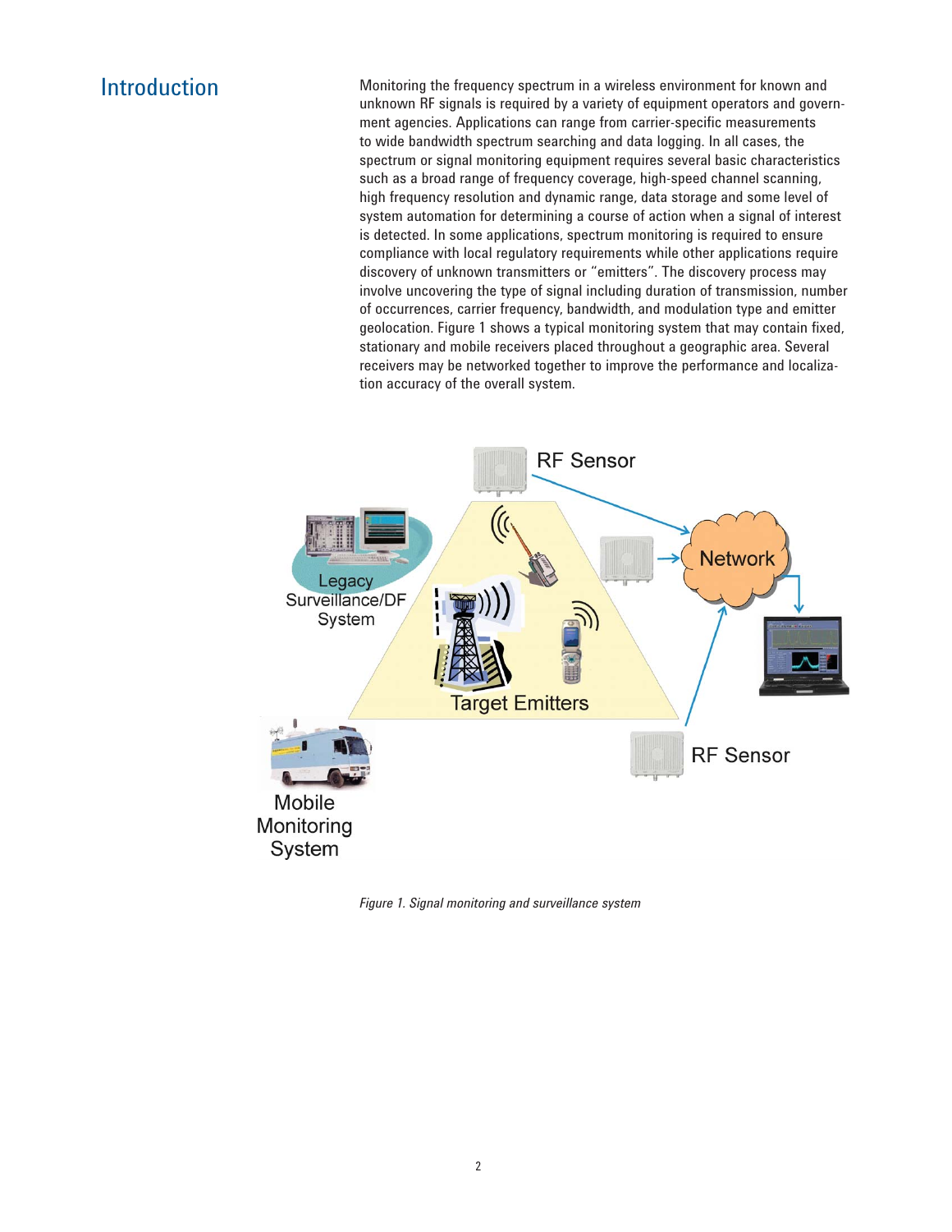## Introduction

Monitoring the frequency spectrum in a wireless environment for known and unknown RF signals is required by a variety of equipment operators and government agencies. Applications can range from carrier-specific measurements to wide bandwidth spectrum searching and data logging. In all cases, the spectrum or signal monitoring equipment requires several basic characteristics such as a broad range of frequency coverage, high-speed channel scanning, high frequency resolution and dynamic range, data storage and some level of system automation for determining a course of action when a signal of interest is detected. In some applications, spectrum monitoring is required to ensure compliance with local regulatory requirements while other applications require discovery of unknown transmitters or "emitters". The discovery process may involve uncovering the type of signal including duration of transmission, number of occurrences, carrier frequency, bandwidth, and modulation type and emitter geolocation. Figure 1 shows a typical monitoring system that may contain fixed, stationary and mobile receivers placed throughout a geographic area. Several receivers may be networked together to improve the performance and localization accuracy of the overall system.

*Figure 1. Signal monitoring and surveillance system*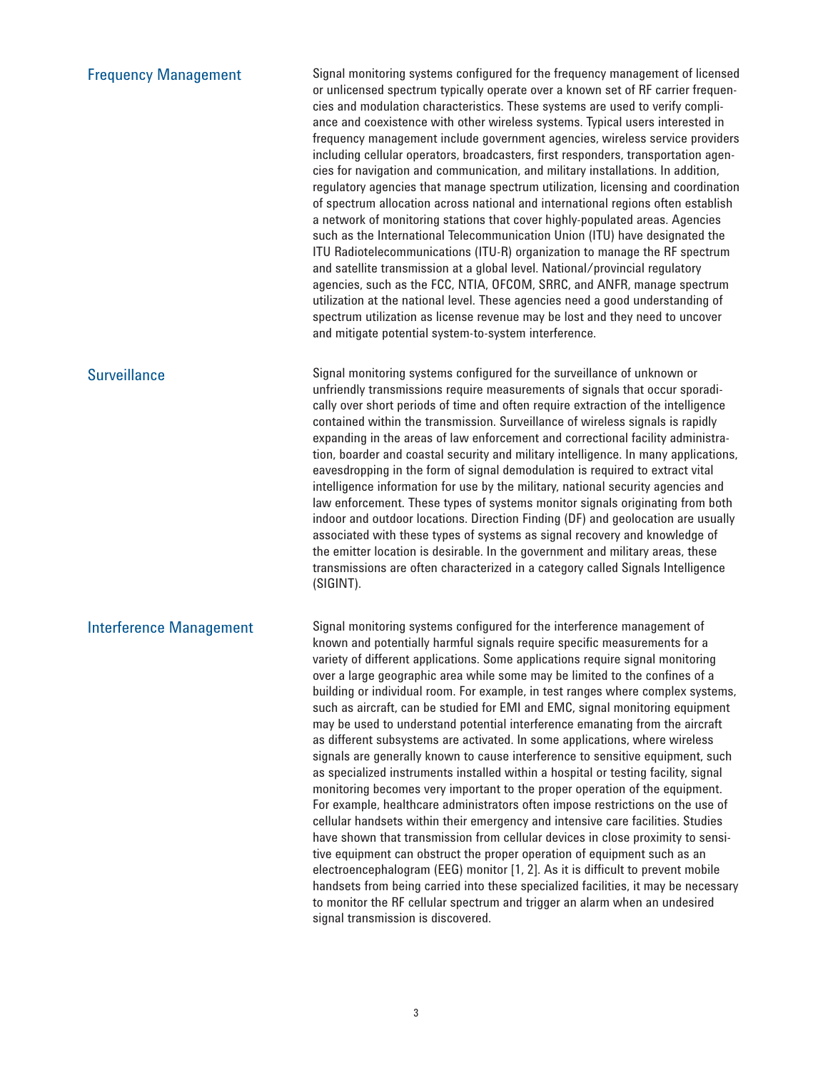## Frequency Management

Signal monitoring systems configured for the frequency management of licensed or unlicensed spectrum typically operate over a known set of RF carrier frequencies and modulation characteristics. These systems are used to verify compliance and coexistence with other wireless systems. Typical users interested in frequency management include government agencies, wireless service providers including cellular operators, broadcasters, first responders, transportation agencies for navigation and communication, and military installations. In addition, regulatory agencies that manage spectrum utilization, licensing and coordination of spectrum allocation across national and international regions often establish a network of monitoring stations that cover highly-populated areas. Agencies such as the International Telecommunication Union (ITU) have designated the ITU Radiotelecommunications (ITU-R) organization to manage the RF spectrum and satellite transmission at a global level. National/provincial regulatory agencies, such as the FCC, NTIA, OFCOM, SRRC, and ANFR, manage spectrum utilization at the national level. These agencies need a good understanding of spectrum utilization as license revenue may be lost and they need to uncover and mitigate potential system-to-system interference.

## Surveillance

Signal monitoring systems configured for the surveillance of unknown or unfriendly transmissions require measurements of signals that occur sporadically over short periods of time and often require extraction of the intelligence contained within the transmission. Surveillance of wireless signals is rapidly expanding in the areas of law enforcement and correctional facility administration, boarder and coastal security and military intelligence. In many applications, eavesdropping in the form of signal demodulation is required to extract vital intelligence information for use by the military, national security agencies and law enforcement. These types of systems monitor signals originating from both indoor and outdoor locations. Direction Finding (DF) and geolocation are usually associated with these types of systems as signal recovery and knowledge of the emitter location is desirable. In the government and military areas, these transmissions are often characterized in a category called Signals Intelligence (SIGINT).

## Interference Management

Signal monitoring systems configured for the interference management of known and potentially harmful signals require specific measurements for a variety of different applications. Some applications require signal monitoring over a large geographic area while some may be limited to the confines of a building or individual room. For example, in test ranges where complex systems, such as aircraft, can be studied for EMI and EMC, signal monitoring equipment may be used to understand potential interference emanating from the aircraft as different subsystems are activated. In some applications, where wireless signals are generally known to cause interference to sensitive equipment, such as specialized instruments installed within a hospital or testing facility, signal monitoring becomes very important to the proper operation of the equipment. For example, healthcare administrators often impose restrictions on the use of cellular handsets within their emergency and intensive care facilities. Studies have shown that transmission from cellular devices in close proximity to sensitive equipment can obstruct the proper operation of equipment such as an electroencephalogram (EEG) monitor [1, 2]. As it is difficult to prevent mobile handsets from being carried into these specialized facilities, it may be necessary to monitor the RF cellular spectrum and trigger an alarm when an undesired signal transmission is discovered.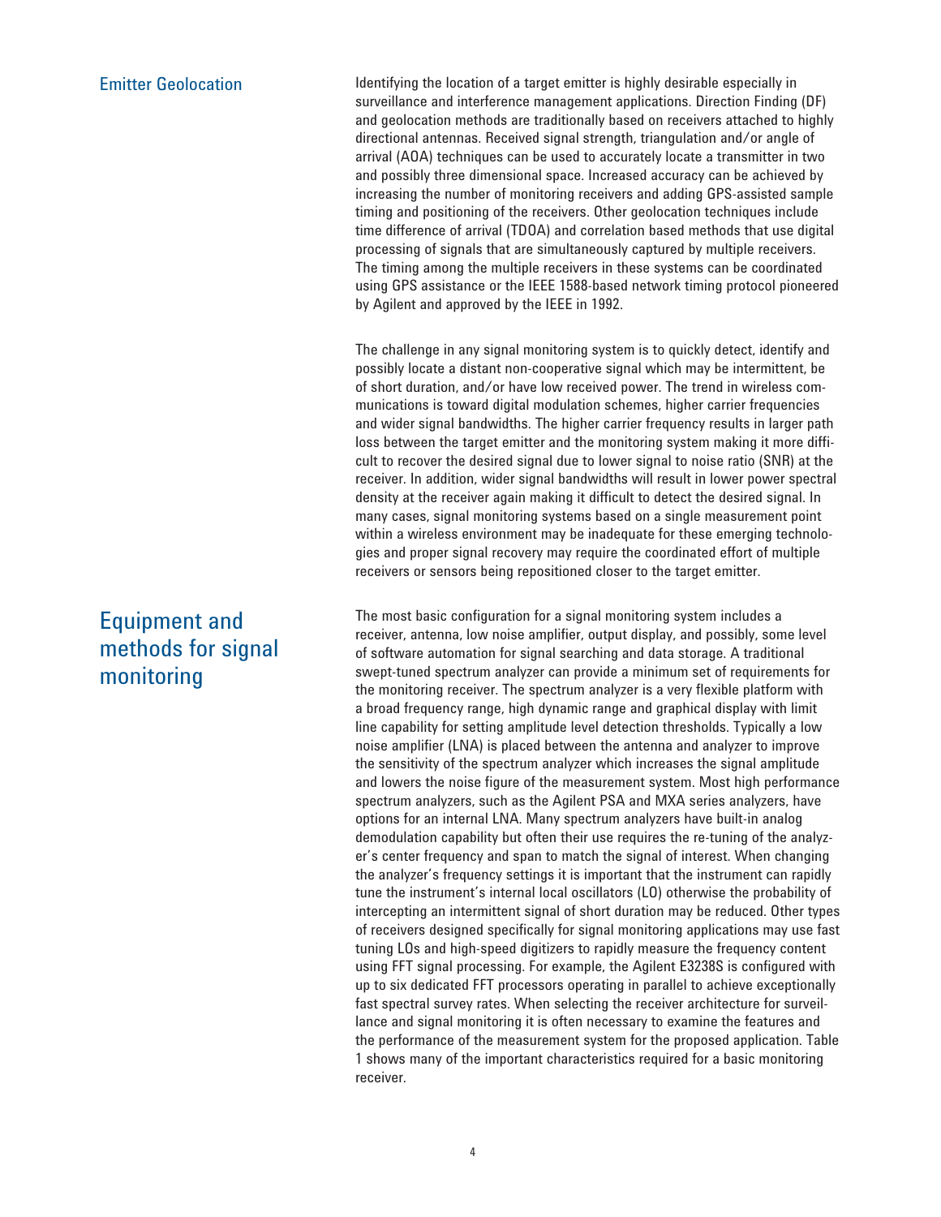### Emitter Geolocation

Identifying the location of a target emitter is highly desirable especially in surveillance and interference management applications. Direction Finding (DF) and geolocation methods are traditionally based on receivers attached to highly directional antennas. Received signal strength, triangulation and/or angle of arrival (AOA) techniques can be used to accurately locate a transmitter in two and possibly three dimensional space. Increased accuracy can be achieved by increasing the number of monitoring receivers and adding GPS-assisted sample timing and positioning of the receivers. Other geolocation techniques include time difference of arrival (TDOA) and correlation based methods that use digital processing of signals that are simultaneously captured by multiple receivers. The timing among the multiple receivers in these systems can be coordinated using GPS assistance or the IEEE 1588-based network timing protocol pioneered by Agilent and approved by the IEEE in 1992.

The challenge in any signal monitoring system is to quickly detect, identify and possibly locate a distant non-cooperative signal which may be intermittent, be of short duration, and/or have low received power. The trend in wireless communications is toward digital modulation schemes, higher carrier frequencies and wider signal bandwidths. The higher carrier frequency results in larger path loss between the target emitter and the monitoring system making it more difficult to recover the desired signal due to lower signal to noise ratio (SNR) at the receiver. In addition, wider signal bandwidths will result in lower power spectral density at the receiver again making it difficult to detect the desired signal. In many cases, signal monitoring systems based on a single measurement point within a wireless environment may be inadequate for these emerging technologies and proper signal recovery may require the coordinated effort of multiple receivers or sensors being repositioned closer to the target emitter.

## Equipment and methods for signal monitoring

The most basic configuration for a signal monitoring system includes a receiver, antenna, low noise amplifier, output display, and possibly, some level of software automation for signal searching and data storage. A traditional swept-tuned spectrum analyzer can provide a minimum set of requirements for the monitoring receiver. The spectrum analyzer is a very flexible platform with a broad frequency range, high dynamic range and graphical display with limit line capability for setting amplitude level detection thresholds. Typically a low noise amplifier (LNA) is placed between the antenna and analyzer to improve the sensitivity of the spectrum analyzer which increases the signal amplitude and lowers the noise figure of the measurement system. Most high performance spectrum analyzers, such as the Agilent PSA and MXA series analyzers, have options for an internal LNA. Many spectrum analyzers have built-in analog demodulation capability but often their use requires the re-tuning of the analyzer's center frequency and span to match the signal of interest. When changing the analyzer's frequency settings it is important that the instrument can rapidly tune the instrument's internal local oscillators (LO) otherwise the probability of intercepting an intermittent signal of short duration may be reduced. Other types of receivers designed specifically for signal monitoring applications may use fast tuning LOs and high-speed digitizers to rapidly measure the frequency content using FFT signal processing. For example, the Agilent E3238S is configured with up to six dedicated FFT processors operating in parallel to achieve exceptionally fast spectral survey rates. When selecting the receiver architecture for surveillance and signal monitoring it is often necessary to examine the features and the performance of the measurement system for the proposed application. Table 1 shows many of the important characteristics required for a basic monitoring receiver.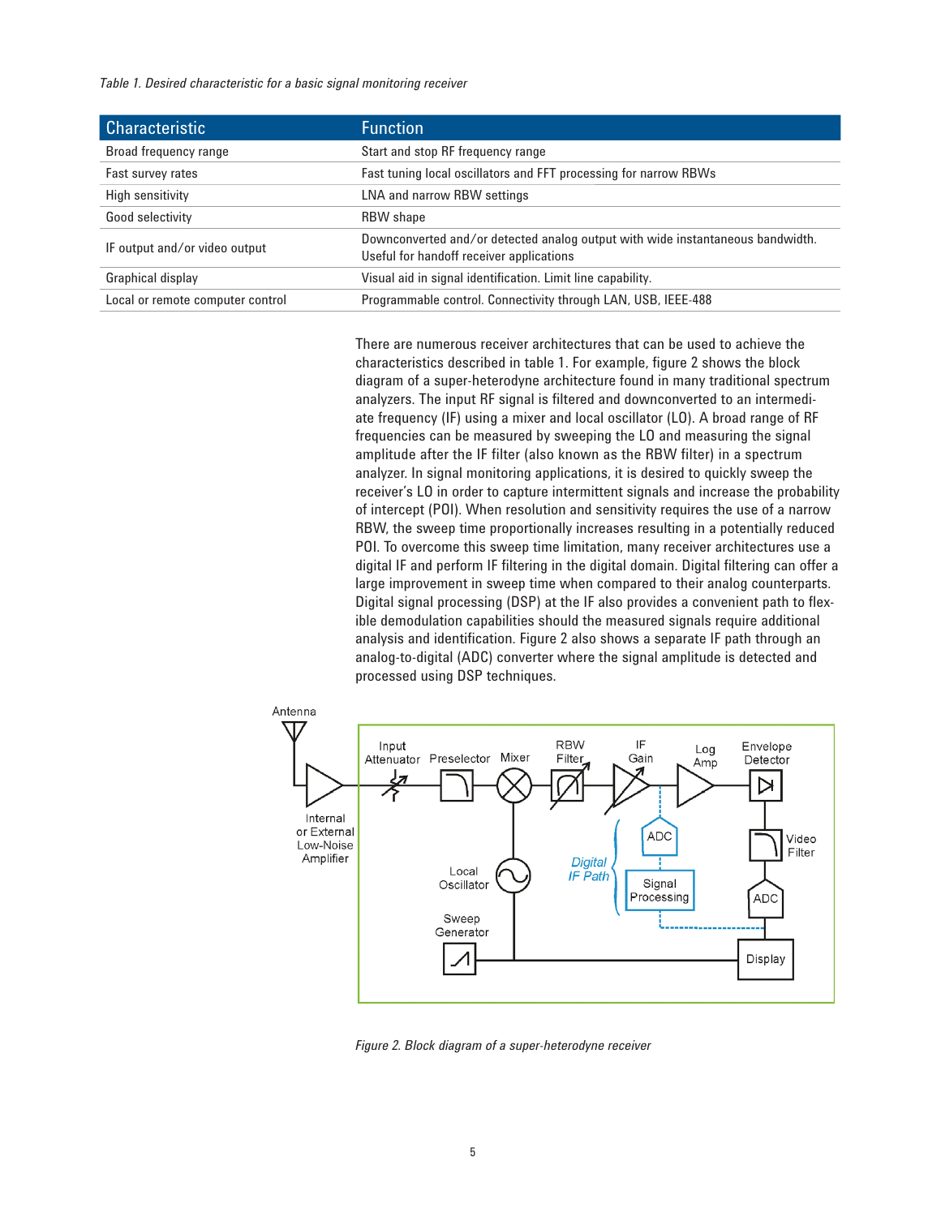*Table 1. Desired characteristic for a basic signal monitoring receiver*

| Characteristic | Function |
|---|---|
| Broad frequency range | Start and stop RF frequency range |
| Fast survey rates | Fast tuning local oscillators and FFT processing for narrow RBWs |
| High sensitivity | LNA and narrow RBW settings |
| Good selectivity | RBW shape |
| IF output and/or video output | Downconverted and/or detected analog output with wide instantaneous bandwidth. Useful for handoff receiver applications |
| Graphical display | Visual aid in signal identification. Limit line capability. |
| Local or remote computer control | Programmable control. Connectivity through LAN, USB, IEEE-488 |

There are numerous receiver architectures that can be used to achieve the characteristics described in table 1. For example, figure 2 shows the block diagram of a super-heterodyne architecture found in many traditional spectrum analyzers. The input RF signal is filtered and downconverted to an intermediate frequency (IF) using a mixer and local oscillator (LO). A broad range of RF frequencies can be measured by sweeping the LO and measuring the signal amplitude after the IF filter (also known as the RBW filter) in a spectrum analyzer. In signal monitoring applications, it is desired to quickly sweep the receiver's LO in order to capture intermittent signals and increase the probability of intercept (POI). When resolution and sensitivity requires the use of a narrow RBW, the sweep time proportionally increases resulting in a potentially reduced POI. To overcome this sweep time limitation, many receiver architectures use a digital IF and perform IF filtering in the digital domain. Digital filtering can offer a large improvement in sweep time when compared to their analog counterparts. Digital signal processing (DSP) at the IF also provides a convenient path to flexible demodulation capabilities should the measured signals require additional analysis and identification. Figure 2 also shows a separate IF path through an analog-to-digital (ADC) converter where the signal amplitude is detected and processed using DSP techniques.

*Figure 2. Block diagram of a super-heterodyne receiver*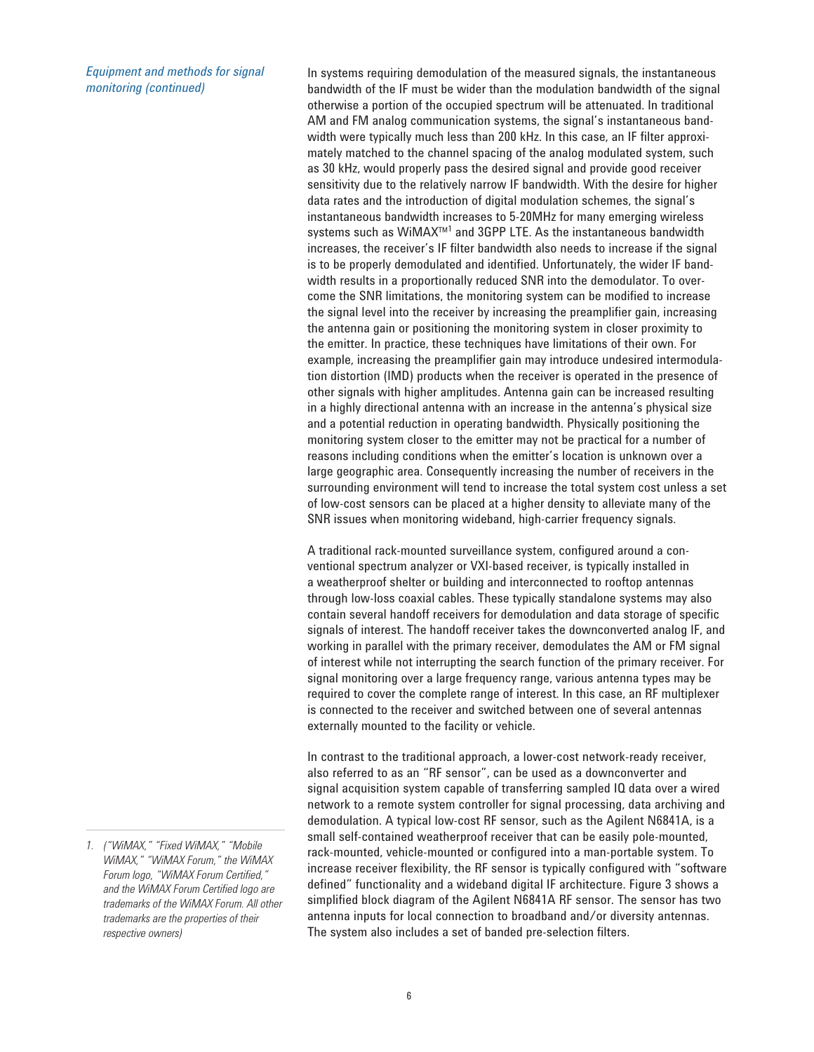*Equipment and methods for signal monitoring (continued)*

In systems requiring demodulation of the measured signals, the instantaneous bandwidth of the IF must be wider than the modulation bandwidth of the signal otherwise a portion of the occupied spectrum will be attenuated. In traditional AM and FM analog communication systems, the signal's instantaneous bandwidth were typically much less than 200 kHz. In this case, an IF filter approximately matched to the channel spacing of the analog modulated system, such as 30 kHz, would properly pass the desired signal and provide good receiver sensitivity due to the relatively narrow IF bandwidth. With the desire for higher data rates and the introduction of digital modulation schemes, the signal's instantaneous bandwidth increases to 5-20MHz for many emerging wireless systems such as WiMAX™[1] and 3GPP LTE. As the instantaneous bandwidth increases, the receiver's IF filter bandwidth also needs to increase if the signal is to be properly demodulated and identified. Unfortunately, the wider IF bandwidth results in a proportionally reduced SNR into the demodulator. To overcome the SNR limitations, the monitoring system can be modified to increase the signal level into the receiver by increasing the preamplifier gain, increasing the antenna gain or positioning the monitoring system in closer proximity to the emitter. In practice, these techniques have limitations of their own. For example, increasing the preamplifier gain may introduce undesired intermodulation distortion (IMD) products when the receiver is operated in the presence of other signals with higher amplitudes. Antenna gain can be increased resulting in a highly directional antenna with an increase in the antenna's physical size and a potential reduction in operating bandwidth. Physically positioning the monitoring system closer to the emitter may not be practical for a number of reasons including conditions when the emitter's location is unknown over a large geographic area. Consequently increasing the number of receivers in the surrounding environment will tend to increase the total system cost unless a set of low-cost sensors can be placed at a higher density to alleviate many of the SNR issues when monitoring wideband, high-carrier frequency signals.

A traditional rack-mounted surveillance system, configured around a conventional spectrum analyzer or VXI-based receiver, is typically installed in a weatherproof shelter or building and interconnected to rooftop antennas through low-loss coaxial cables. These typically standalone systems may also contain several handoff receivers for demodulation and data storage of specific signals of interest. The handoff receiver takes the downconverted analog IF, and working in parallel with the primary receiver, demodulates the AM or FM signal of interest while not interrupting the search function of the primary receiver. For signal monitoring over a large frequency range, various antenna types may be required to cover the complete range of interest. In this case, an RF multiplexer is connected to the receiver and switched between one of several antennas externally mounted to the facility or vehicle.

In contrast to the traditional approach, a lower-cost network-ready receiver, also referred to as an "RF sensor", can be used as a downconverter and signal acquisition system capable of transferring sampled IQ data over a wired network to a remote system controller for signal processing, data archiving and demodulation. A typical low-cost RF sensor, such as the Agilent N6841A, is a small self-contained weatherproof receiver that can be easily pole-mounted, rack-mounted, vehicle-mounted or configured into a man-portable system. To increase receiver flexibility, the RF sensor is typically configured with "software defined" functionality and a wideband digital IF architecture. Figure 3 shows a simplified block diagram of the Agilent N6841A RF sensor. The sensor has two antenna inputs for local connection to broadband and/or diversity antennas. The system also includes a set of banded pre-selection filters.

---

*1. ("WiMAX," "Fixed WiMAX," "Mobile WiMAX," "WiMAX Forum," the WiMAX Forum logo, "WiMAX Forum Certified," and the WiMAX Forum Certified logo are trademarks of the WiMAX Forum. All other trademarks are the properties of their respective owners)*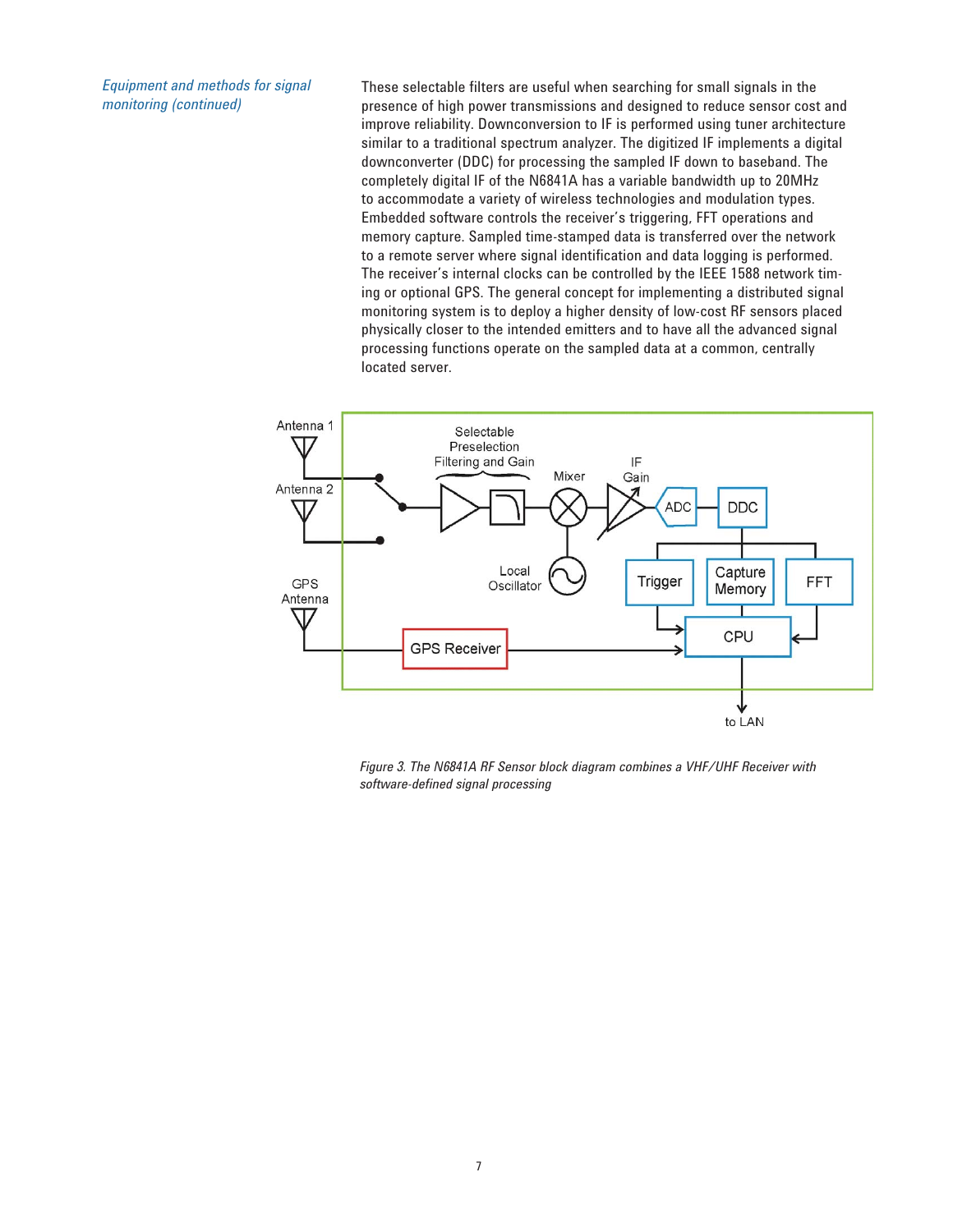*Equipment and methods for signal monitoring (continued)*

These selectable filters are useful when searching for small signals in the presence of high power transmissions and designed to reduce sensor cost and improve reliability. Downconversion to IF is performed using tuner architecture similar to a traditional spectrum analyzer. The digitized IF implements a digital downconverter (DDC) for processing the sampled IF down to baseband. The completely digital IF of the N6841A has a variable bandwidth up to 20MHz to accommodate a variety of wireless technologies and modulation types. Embedded software controls the receiver's triggering, FFT operations and memory capture. Sampled time-stamped data is transferred over the network to a remote server where signal identification and data logging is performed. The receiver's internal clocks can be controlled by the IEEE 1588 network timing or optional GPS. The general concept for implementing a distributed signal monitoring system is to deploy a higher density of low-cost RF sensors placed physically closer to the intended emitters and to have all the advanced signal processing functions operate on the sampled data at a common, centrally located server.

*Figure 3. The N6841A RF Sensor block diagram combines a VHF/UHF Receiver with software-defined signal processing*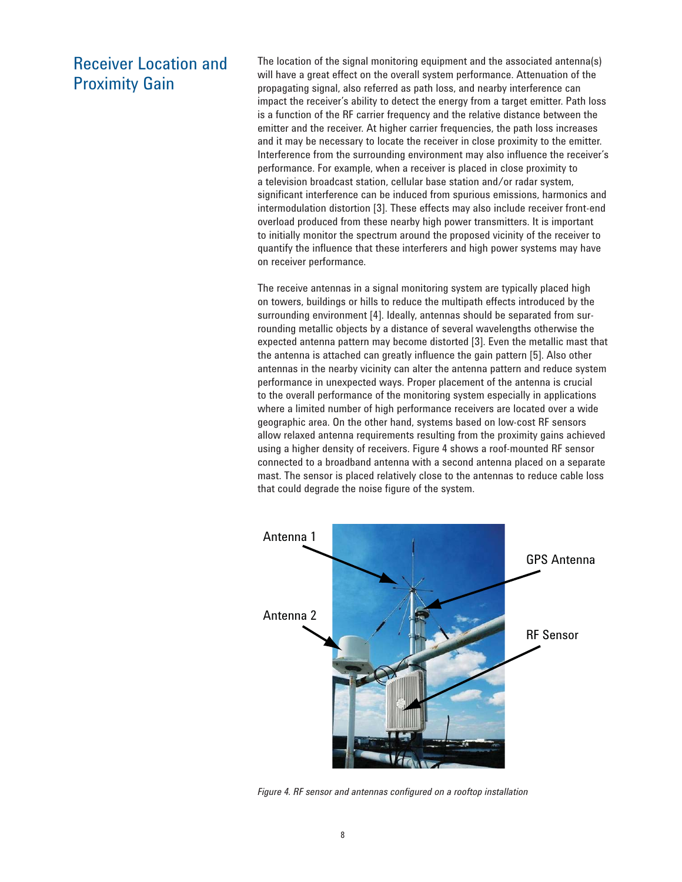## Receiver Location and Proximity Gain

The location of the signal monitoring equipment and the associated antenna(s) will have a great effect on the overall system performance. Attenuation of the propagating signal, also referred as path loss, and nearby interference can impact the receiver's ability to detect the energy from a target emitter. Path loss is a function of the RF carrier frequency and the relative distance between the emitter and the receiver. At higher carrier frequencies, the path loss increases and it may be necessary to locate the receiver in close proximity to the emitter. Interference from the surrounding environment may also influence the receiver's performance. For example, when a receiver is placed in close proximity to a television broadcast station, cellular base station and/or radar system, significant interference can be induced from spurious emissions, harmonics and intermodulation distortion [3]. These effects may also include receiver front-end overload produced from these nearby high power transmitters. It is important to initially monitor the spectrum around the proposed vicinity of the receiver to quantify the influence that these interferers and high power systems may have on receiver performance.

The receive antennas in a signal monitoring system are typically placed high on towers, buildings or hills to reduce the multipath effects introduced by the surrounding environment [4]. Ideally, antennas should be separated from surrounding metallic objects by a distance of several wavelengths otherwise the expected antenna pattern may become distorted [3]. Even the metallic mast that the antenna is attached can greatly influence the gain pattern [5]. Also other antennas in the nearby vicinity can alter the antenna pattern and reduce system performance in unexpected ways. Proper placement of the antenna is crucial to the overall performance of the monitoring system especially in applications where a limited number of high performance receivers are located over a wide geographic area. On the other hand, systems based on low-cost RF sensors allow relaxed antenna requirements resulting from the proximity gains achieved using a higher density of receivers. Figure 4 shows a roof-mounted RF sensor connected to a broadband antenna with a second antenna placed on a separate mast. The sensor is placed relatively close to the antennas to reduce cable loss that could degrade the noise figure of the system.

Antenna 1

GPS Antenna

Antenna 2

RF Sensor

*Figure 4. RF sensor and antennas configured on a rooftop installation*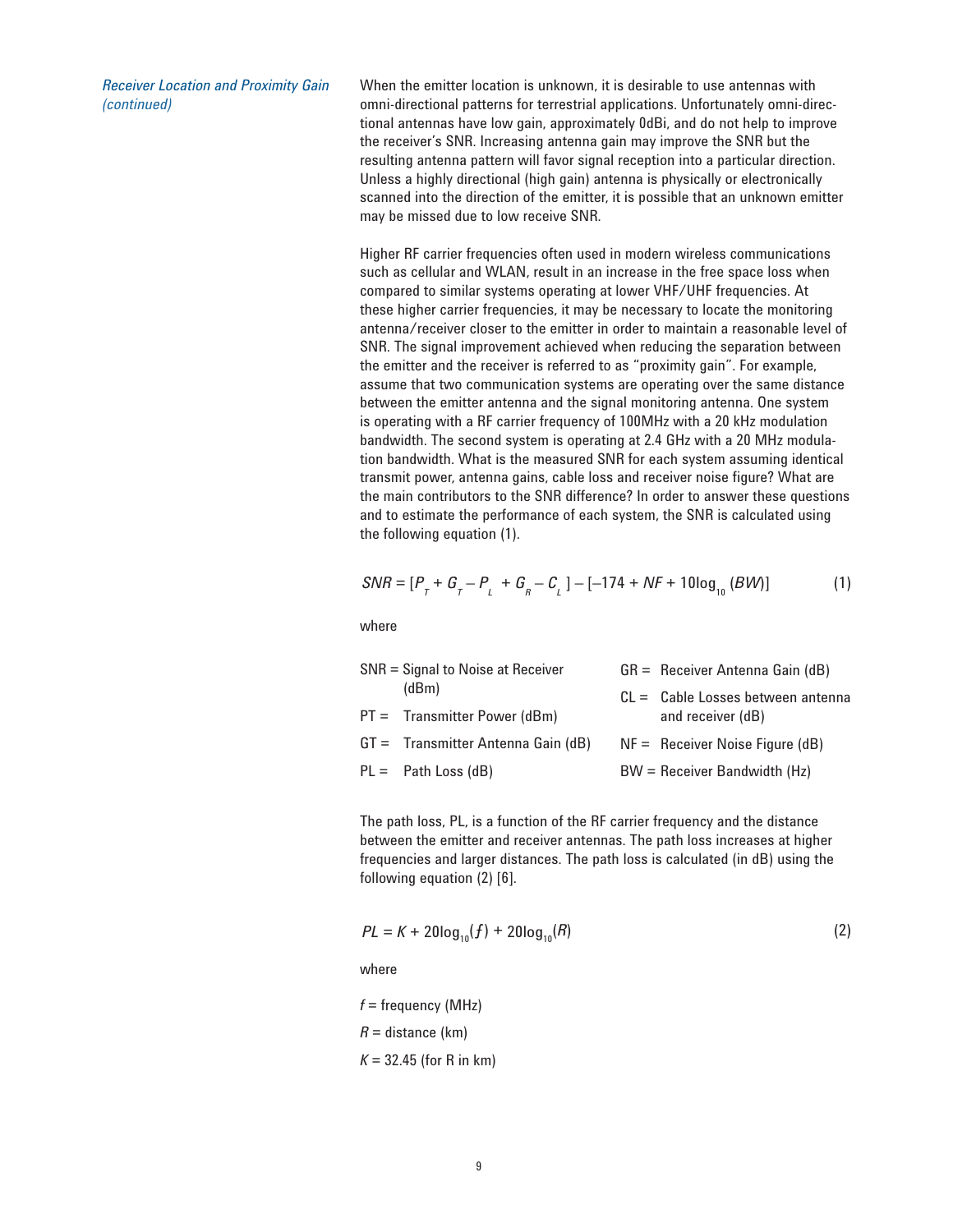*Receiver Location and Proximity Gain (continued)*

When the emitter location is unknown, it is desirable to use antennas with omni-directional patterns for terrestrial applications. Unfortunately omni-directional antennas have low gain, approximately 0dBi, and do not help to improve the receiver's SNR. Increasing antenna gain may improve the SNR but the resulting antenna pattern will favor signal reception into a particular direction. Unless a highly directional (high gain) antenna is physically or electronically scanned into the direction of the emitter, it is possible that an unknown emitter may be missed due to low receive SNR.

Higher RF carrier frequencies often used in modern wireless communications such as cellular and WLAN, result in an increase in the free space loss when compared to similar systems operating at lower VHF/UHF frequencies. At these higher carrier frequencies, it may be necessary to locate the monitoring antenna/receiver closer to the emitter in order to maintain a reasonable level of SNR. The signal improvement achieved when reducing the separation between the emitter and the receiver is referred to as "proximity gain". For example, assume that two communication systems are operating over the same distance between the emitter antenna and the signal monitoring antenna. One system is operating with a RF carrier frequency of 100MHz with a 20 kHz modulation bandwidth. The second system is operating at 2.4 GHz with a 20 MHz modulation bandwidth. What is the measured SNR for each system assuming identical transmit power, antenna gains, cable loss and receiver noise figure? What are the main contributors to the SNR difference? In order to answer these questions and to estimate the performance of each system, the SNR is calculated using the following equation (1).

$$SNR = [P_T + G_T - P_L + G_R - C_L] - [-174 + NF + 10\log_{10}(BW)] \tag{1}$$

where

- SNR = Signal to Noise at Receiver (dBm)
- PT = Transmitter Power (dBm)
- GT = Transmitter Antenna Gain (dB)
- PL = Path Loss (dB)
- GR = Receiver Antenna Gain (dB)
- CL = Cable Losses between antenna and receiver (dB)
- NF = Receiver Noise Figure (dB)
- BW = Receiver Bandwidth (Hz)

The path loss, PL, is a function of the RF carrier frequency and the distance between the emitter and receiver antennas. The path loss increases at higher frequencies and larger distances. The path loss is calculated (in dB) using the following equation (2) [6].

$$PL = K + 20\log_{10}(f) + 20\log_{10}(R) \tag{2}$$

where

$f$ = frequency (MHz)

$R$ = distance (km)

$K$ = 32.45 (for R in km)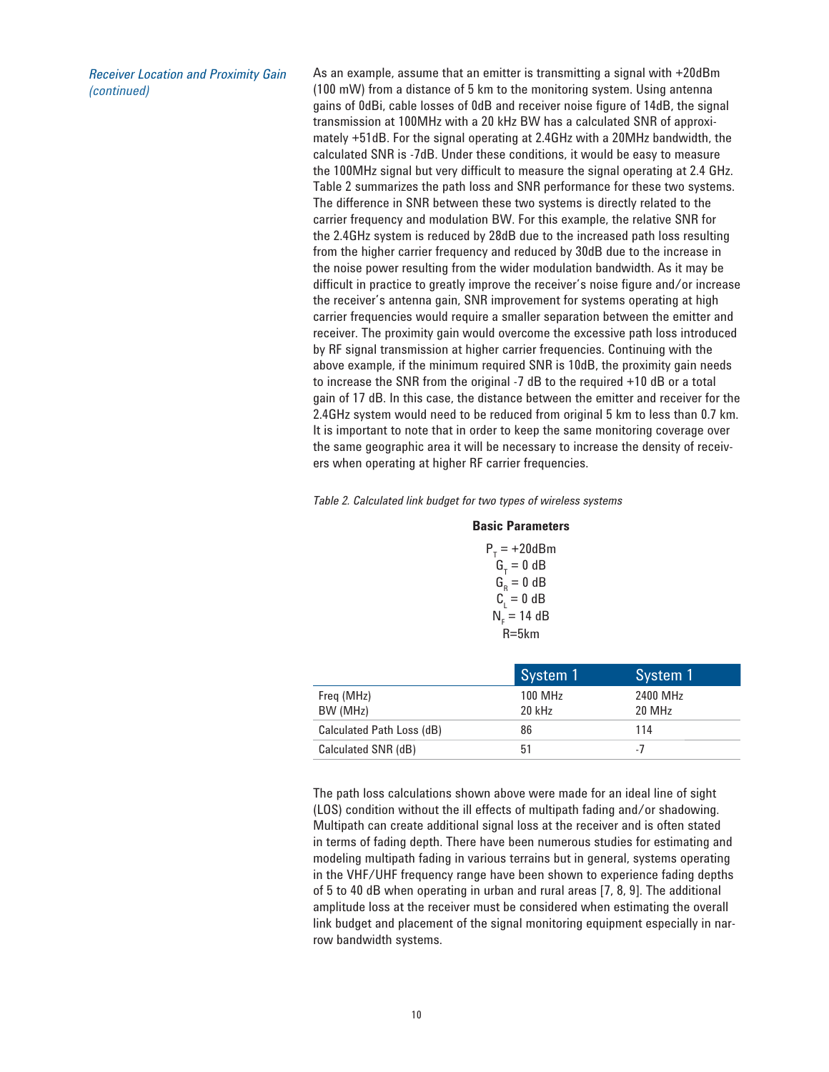*Receiver Location and Proximity Gain (continued)*

As an example, assume that an emitter is transmitting a signal with +20dBm (100 mW) from a distance of 5 km to the monitoring system. Using antenna gains of 0dBi, cable losses of 0dB and receiver noise figure of 14dB, the signal transmission at 100MHz with a 20 kHz BW has a calculated SNR of approximately +51dB. For the signal operating at 2.4GHz with a 20MHz bandwidth, the calculated SNR is -7dB. Under these conditions, it would be easy to measure the 100MHz signal but very difficult to measure the signal operating at 2.4 GHz. Table 2 summarizes the path loss and SNR performance for these two systems. The difference in SNR between these two systems is directly related to the carrier frequency and modulation BW. For this example, the relative SNR for the 2.4GHz system is reduced by 28dB due to the increased path loss resulting from the higher carrier frequency and reduced by 30dB due to the increase in the noise power resulting from the wider modulation bandwidth. As it may be difficult in practice to greatly improve the receiver's noise figure and/or increase the receiver's antenna gain, SNR improvement for systems operating at high carrier frequencies would require a smaller separation between the emitter and receiver. The proximity gain would overcome the excessive path loss introduced by RF signal transmission at higher carrier frequencies. Continuing with the above example, if the minimum required SNR is 10dB, the proximity gain needs to increase the SNR from the original -7 dB to the required +10 dB or a total gain of 17 dB. In this case, the distance between the emitter and receiver for the 2.4GHz system would need to be reduced from original 5 km to less than 0.7 km. It is important to note that in order to keep the same monitoring coverage over the same geographic area it will be necessary to increase the density of receivers when operating at higher RF carrier frequencies.

*Table 2. Calculated link budget for two types of wireless systems*

**Basic Parameters**

$P_T$ = +20dBm
$G_T$ = 0 dB
$G_R$ = 0 dB
$C_L$ = 0 dB
$N_F$ = 14 dB
R=5km

| | System 1 | System 1 |
|---|---|---|
| Freq (MHz)<br>BW (MHz) | 100 MHz<br>20 kHz | 2400 MHz<br>20 MHz |
| Calculated Path Loss (dB) | 86 | 114 |
| Calculated SNR (dB) | 51 | -7 |

The path loss calculations shown above were made for an ideal line of sight (LOS) condition without the ill effects of multipath fading and/or shadowing. Multipath can create additional signal loss at the receiver and is often stated in terms of fading depth. There have been numerous studies for estimating and modeling multipath fading in various terrains but in general, systems operating in the VHF/UHF frequency range have been shown to experience fading depths of 5 to 40 dB when operating in urban and rural areas [7, 8, 9]. The additional amplitude loss at the receiver must be considered when estimating the overall link budget and placement of the signal monitoring equipment especially in narrow bandwidth systems.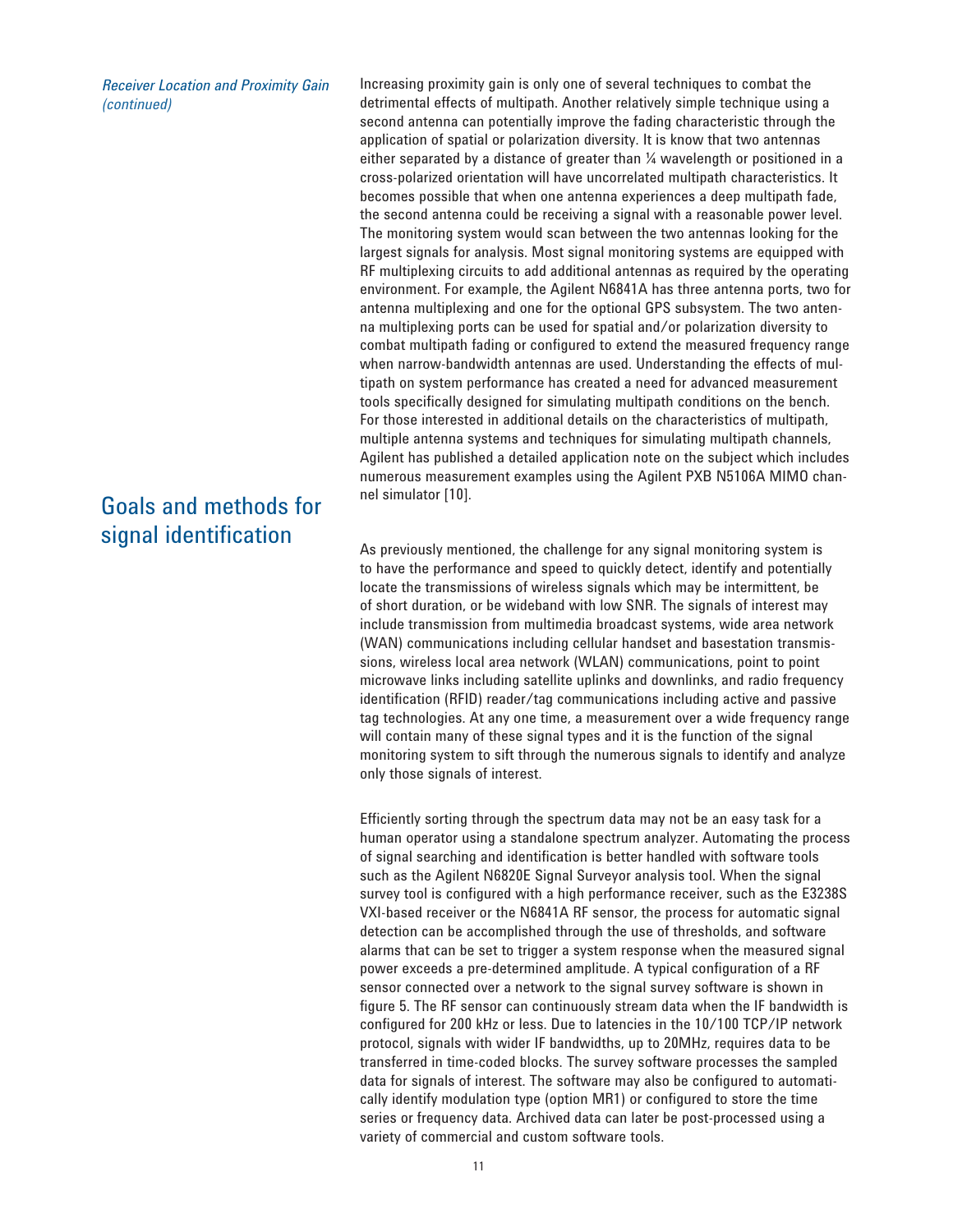*Receiver Location and Proximity Gain (continued)*

Increasing proximity gain is only one of several techniques to combat the detrimental effects of multipath. Another relatively simple technique using a second antenna can potentially improve the fading characteristic through the application of spatial or polarization diversity. It is know that two antennas either separated by a distance of greater than ¼ wavelength or positioned in a cross-polarized orientation will have uncorrelated multipath characteristics. It becomes possible that when one antenna experiences a deep multipath fade, the second antenna could be receiving a signal with a reasonable power level. The monitoring system would scan between the two antennas looking for the largest signals for analysis. Most signal monitoring systems are equipped with RF multiplexing circuits to add additional antennas as required by the operating environment. For example, the Agilent N6841A has three antenna ports, two for antenna multiplexing and one for the optional GPS subsystem. The two antenna multiplexing ports can be used for spatial and/or polarization diversity to combat multipath fading or configured to extend the measured frequency range when narrow-bandwidth antennas are used. Understanding the effects of multipath on system performance has created a need for advanced measurement tools specifically designed for simulating multipath conditions on the bench. For those interested in additional details on the characteristics of multipath, multiple antenna systems and techniques for simulating multipath channels, Agilent has published a detailed application note on the subject which includes numerous measurement examples using the Agilent PXB N5106A MIMO channel simulator [10].

## Goals and methods for signal identification

As previously mentioned, the challenge for any signal monitoring system is to have the performance and speed to quickly detect, identify and potentially locate the transmissions of wireless signals which may be intermittent, be of short duration, or be wideband with low SNR. The signals of interest may include transmission from multimedia broadcast systems, wide area network (WAN) communications including cellular handset and basestation transmissions, wireless local area network (WLAN) communications, point to point microwave links including satellite uplinks and downlinks, and radio frequency identification (RFID) reader/tag communications including active and passive tag technologies. At any one time, a measurement over a wide frequency range will contain many of these signal types and it is the function of the signal monitoring system to sift through the numerous signals to identify and analyze only those signals of interest.

Efficiently sorting through the spectrum data may not be an easy task for a human operator using a standalone spectrum analyzer. Automating the process of signal searching and identification is better handled with software tools such as the Agilent N6820E Signal Surveyor analysis tool. When the signal survey tool is configured with a high performance receiver, such as the E3238S VXI-based receiver or the N6841A RF sensor, the process for automatic signal detection can be accomplished through the use of thresholds, and software alarms that can be set to trigger a system response when the measured signal power exceeds a pre-determined amplitude. A typical configuration of a RF sensor connected over a network to the signal survey software is shown in figure 5. The RF sensor can continuously stream data when the IF bandwidth is configured for 200 kHz or less. Due to latencies in the 10/100 TCP/IP network protocol, signals with wider IF bandwidths, up to 20MHz, requires data to be transferred in time-coded blocks. The survey software processes the sampled data for signals of interest. The software may also be configured to automatically identify modulation type (option MR1) or configured to store the time series or frequency data. Archived data can later be post-processed using a variety of commercial and custom software tools.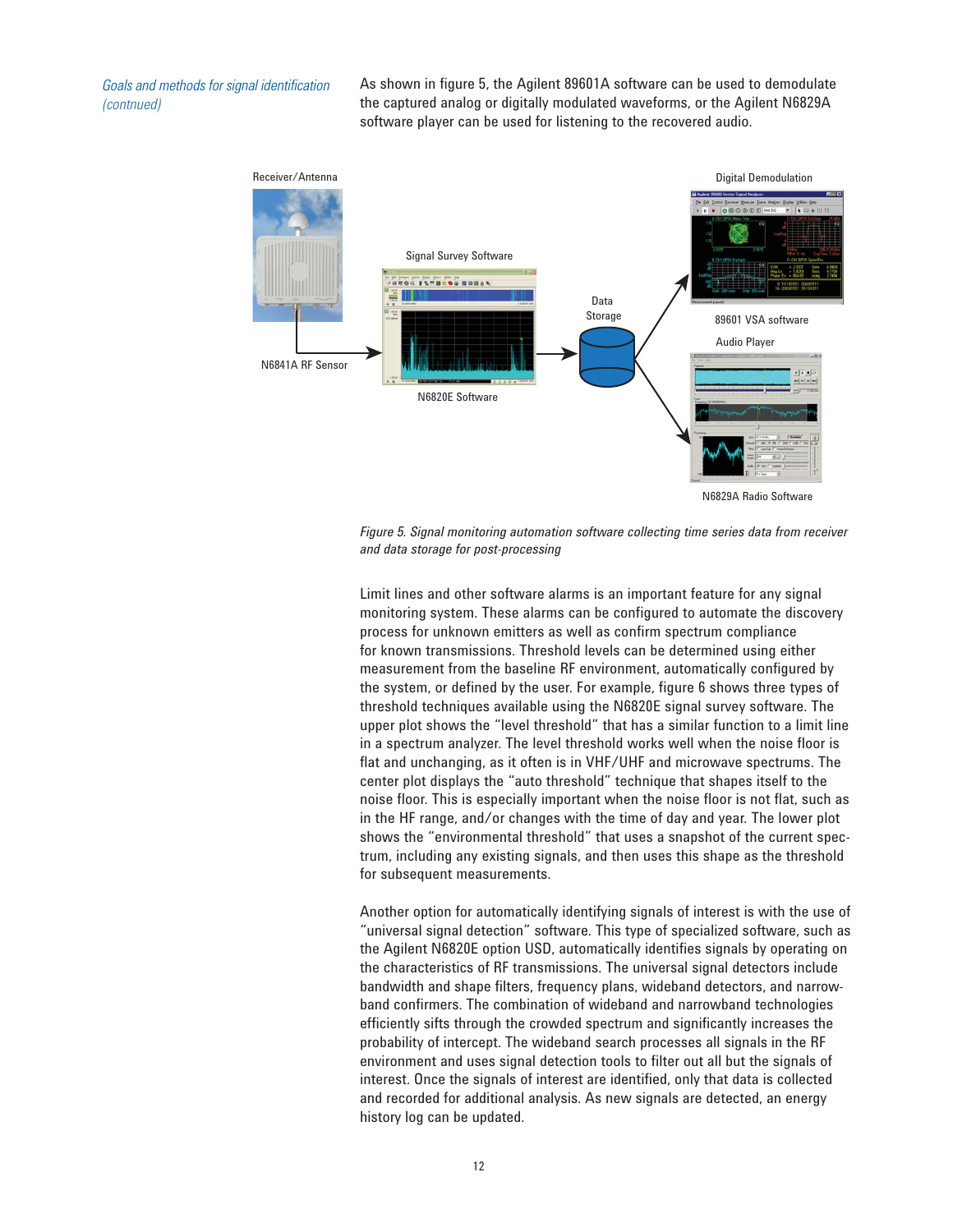*Goals and methods for signal identification (contnued)*

As shown in figure 5, the Agilent 89601A software can be used to demodulate the captured analog or digitally modulated waveforms, or the Agilent N6829A software player can be used for listening to the recovered audio.

Receiver/Antenna

N6841A RF Sensor

Signal Survey Software

N6820E Software

Data Storage

Digital Demodulation

89601 VSA software

Audio Player

N6829A Radio Software

*Figure 5. Signal monitoring automation software collecting time series data from receiver and data storage for post-processing*

Limit lines and other software alarms is an important feature for any signal monitoring system. These alarms can be configured to automate the discovery process for unknown emitters as well as confirm spectrum compliance for known transmissions. Threshold levels can be determined using either measurement from the baseline RF environment, automatically configured by the system, or defined by the user. For example, figure 6 shows three types of threshold techniques available using the N6820E signal survey software. The upper plot shows the "level threshold" that has a similar function to a limit line in a spectrum analyzer. The level threshold works well when the noise floor is flat and unchanging, as it often is in VHF/UHF and microwave spectrums. The center plot displays the "auto threshold" technique that shapes itself to the noise floor. This is especially important when the noise floor is not flat, such as in the HF range, and/or changes with the time of day and year. The lower plot shows the "environmental threshold" that uses a snapshot of the current spectrum, including any existing signals, and then uses this shape as the threshold for subsequent measurements.

Another option for automatically identifying signals of interest is with the use of "universal signal detection" software. This type of specialized software, such as the Agilent N6820E option USD, automatically identifies signals by operating on the characteristics of RF transmissions. The universal signal detectors include bandwidth and shape filters, frequency plans, wideband detectors, and narrowband confirmers. The combination of wideband and narrowband technologies efficiently sifts through the crowded spectrum and significantly increases the probability of intercept. The wideband search processes all signals in the RF environment and uses signal detection tools to filter out all but the signals of interest. Once the signals of interest are identified, only that data is collected and recorded for additional analysis. As new signals are detected, an energy history log can be updated.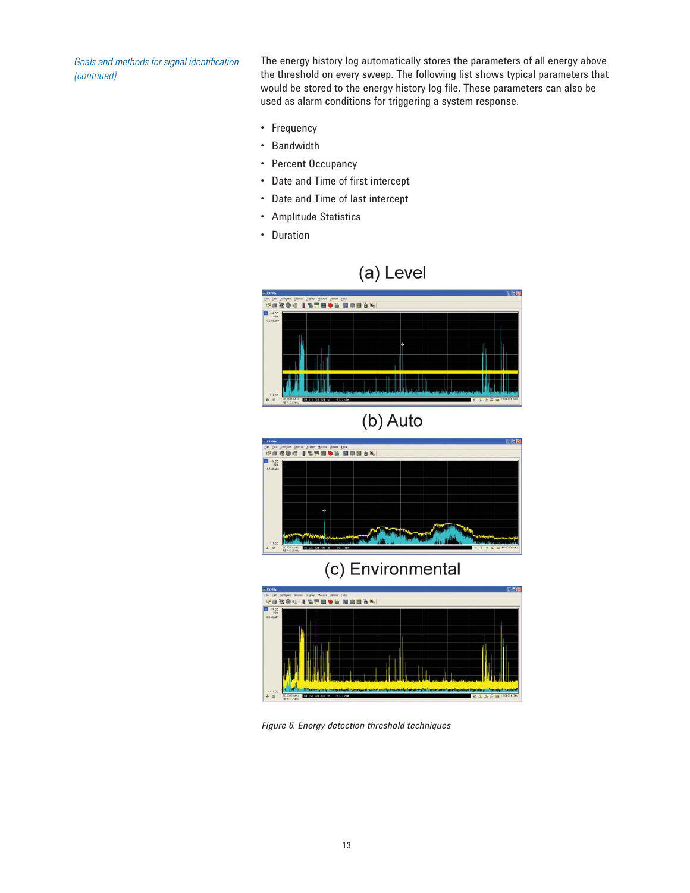*Goals and methods for signal identification (contnued)*

The energy history log automatically stores the parameters of all energy above the threshold on every sweep. The following list shows typical parameters that would be stored to the energy history log file. These parameters can also be used as alarm conditions for triggering a system response.

- Frequency
- Bandwidth
- Percent Occupancy
- Date and Time of first intercept
- Date and Time of last intercept
- Amplitude Statistics
- Duration

(a) Level

(b) Auto

(c) Environmental

*Figure 6. Energy detection threshold techniques*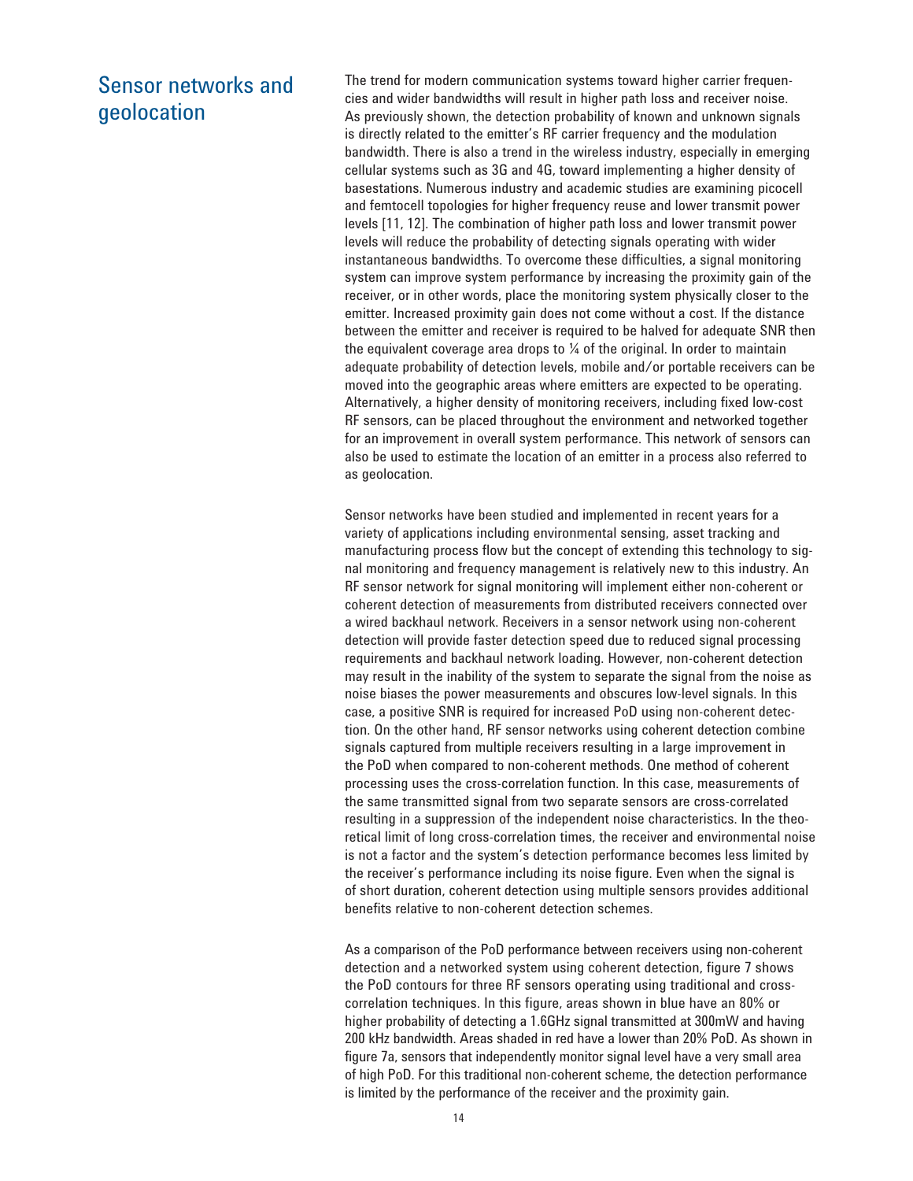## Sensor networks and geolocation

The trend for modern communication systems toward higher carrier frequencies and wider bandwidths will result in higher path loss and receiver noise. As previously shown, the detection probability of known and unknown signals is directly related to the emitter's RF carrier frequency and the modulation bandwidth. There is also a trend in the wireless industry, especially in emerging cellular systems such as 3G and 4G, toward implementing a higher density of basestations. Numerous industry and academic studies are examining picocell and femtocell topologies for higher frequency reuse and lower transmit power levels [11, 12]. The combination of higher path loss and lower transmit power levels will reduce the probability of detecting signals operating with wider instantaneous bandwidths. To overcome these difficulties, a signal monitoring system can improve system performance by increasing the proximity gain of the receiver, or in other words, place the monitoring system physically closer to the emitter. Increased proximity gain does not come without a cost. If the distance between the emitter and receiver is required to be halved for adequate SNR then the equivalent coverage area drops to ¼ of the original. In order to maintain adequate probability of detection levels, mobile and/or portable receivers can be moved into the geographic areas where emitters are expected to be operating. Alternatively, a higher density of monitoring receivers, including fixed low-cost RF sensors, can be placed throughout the environment and networked together for an improvement in overall system performance. This network of sensors can also be used to estimate the location of an emitter in a process also referred to as geolocation.

Sensor networks have been studied and implemented in recent years for a variety of applications including environmental sensing, asset tracking and manufacturing process flow but the concept of extending this technology to signal monitoring and frequency management is relatively new to this industry. An RF sensor network for signal monitoring will implement either non-coherent or coherent detection of measurements from distributed receivers connected over a wired backhaul network. Receivers in a sensor network using non-coherent detection will provide faster detection speed due to reduced signal processing requirements and backhaul network loading. However, non-coherent detection may result in the inability of the system to separate the signal from the noise as noise biases the power measurements and obscures low-level signals. In this case, a positive SNR is required for increased PoD using non-coherent detection. On the other hand, RF sensor networks using coherent detection combine signals captured from multiple receivers resulting in a large improvement in the PoD when compared to non-coherent methods. One method of coherent processing uses the cross-correlation function. In this case, measurements of the same transmitted signal from two separate sensors are cross-correlated resulting in a suppression of the independent noise characteristics. In the theoretical limit of long cross-correlation times, the receiver and environmental noise is not a factor and the system's detection performance becomes less limited by the receiver's performance including its noise figure. Even when the signal is of short duration, coherent detection using multiple sensors provides additional benefits relative to non-coherent detection schemes.

As a comparison of the PoD performance between receivers using non-coherent detection and a networked system using coherent detection, figure 7 shows the PoD contours for three RF sensors operating using traditional and cross-correlation techniques. In this figure, areas shown in blue have an 80% or higher probability of detecting a 1.6GHz signal transmitted at 300mW and having 200 kHz bandwidth. Areas shaded in red have a lower than 20% PoD. As shown in figure 7a, sensors that independently monitor signal level have a very small area of high PoD. For this traditional non-coherent scheme, the detection performance is limited by the performance of the receiver and the proximity gain.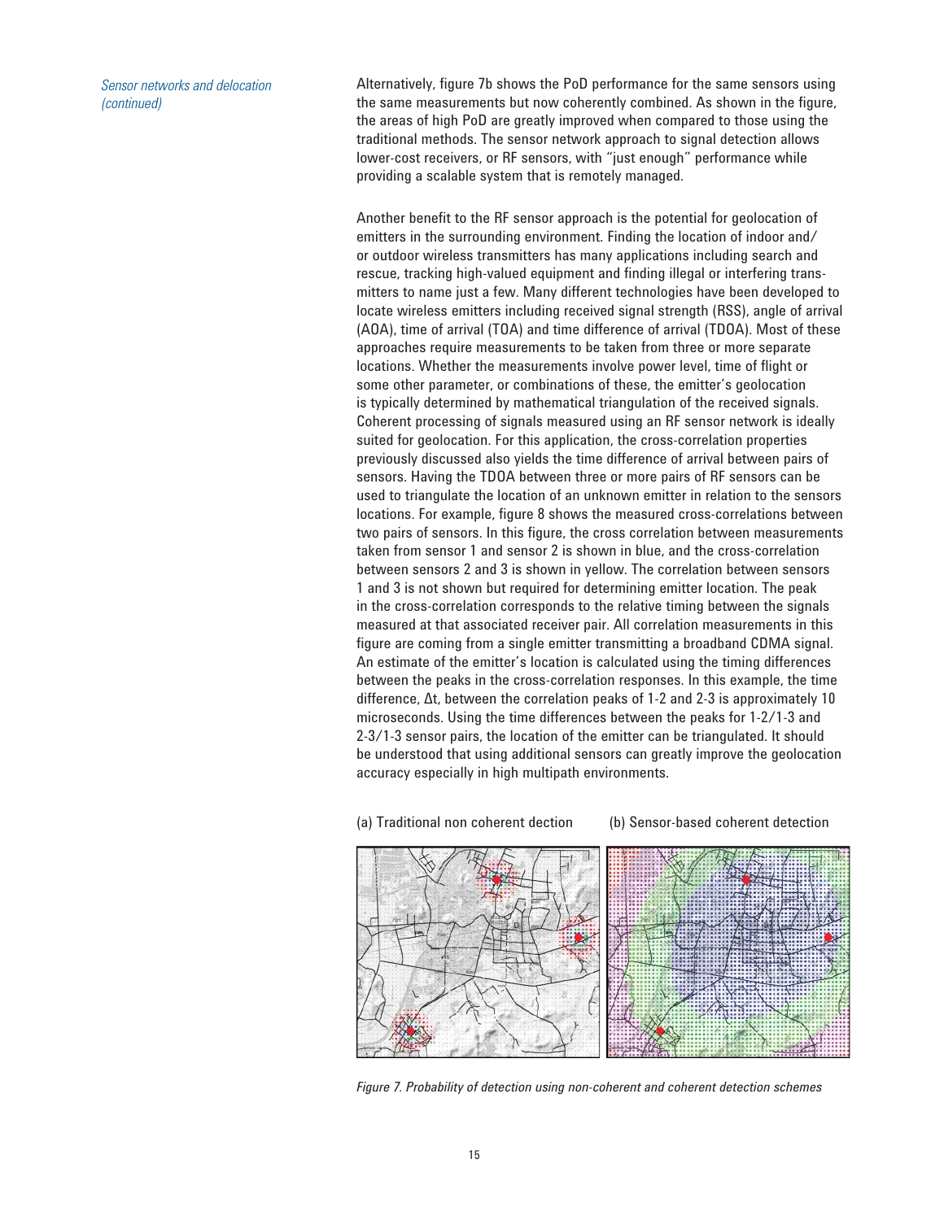*Sensor networks and delocation (continued)*

Alternatively, figure 7b shows the PoD performance for the same sensors using the same measurements but now coherently combined. As shown in the figure, the areas of high PoD are greatly improved when compared to those using the traditional methods. The sensor network approach to signal detection allows lower-cost receivers, or RF sensors, with "just enough" performance while providing a scalable system that is remotely managed.

Another benefit to the RF sensor approach is the potential for geolocation of emitters in the surrounding environment. Finding the location of indoor and/ or outdoor wireless transmitters has many applications including search and rescue, tracking high-valued equipment and finding illegal or interfering transmitters to name just a few. Many different technologies have been developed to locate wireless emitters including received signal strength (RSS), angle of arrival (AOA), time of arrival (TOA) and time difference of arrival (TDOA). Most of these approaches require measurements to be taken from three or more separate locations. Whether the measurements involve power level, time of flight or some other parameter, or combinations of these, the emitter's geolocation is typically determined by mathematical triangulation of the received signals. Coherent processing of signals measured using an RF sensor network is ideally suited for geolocation. For this application, the cross-correlation properties previously discussed also yields the time difference of arrival between pairs of sensors. Having the TDOA between three or more pairs of RF sensors can be used to triangulate the location of an unknown emitter in relation to the sensors locations. For example, figure 8 shows the measured cross-correlations between two pairs of sensors. In this figure, the cross correlation between measurements taken from sensor 1 and sensor 2 is shown in blue, and the cross-correlation between sensors 2 and 3 is shown in yellow. The correlation between sensors 1 and 3 is not shown but required for determining emitter location. The peak in the cross-correlation corresponds to the relative timing between the signals measured at that associated receiver pair. All correlation measurements in this figure are coming from a single emitter transmitting a broadband CDMA signal. An estimate of the emitter's location is calculated using the timing differences between the peaks in the cross-correlation responses. In this example, the time difference, $\Delta t$, between the correlation peaks of 1-2 and 2-3 is approximately 10 microseconds. Using the time differences between the peaks for 1-2/1-3 and 2-3/1-3 sensor pairs, the location of the emitter can be triangulated. It should be understood that using additional sensors can greatly improve the geolocation accuracy especially in high multipath environments.

(a) Traditional non coherent dection (b) Sensor-based coherent detection

*Figure 7. Probability of detection using non-coherent and coherent detection schemes*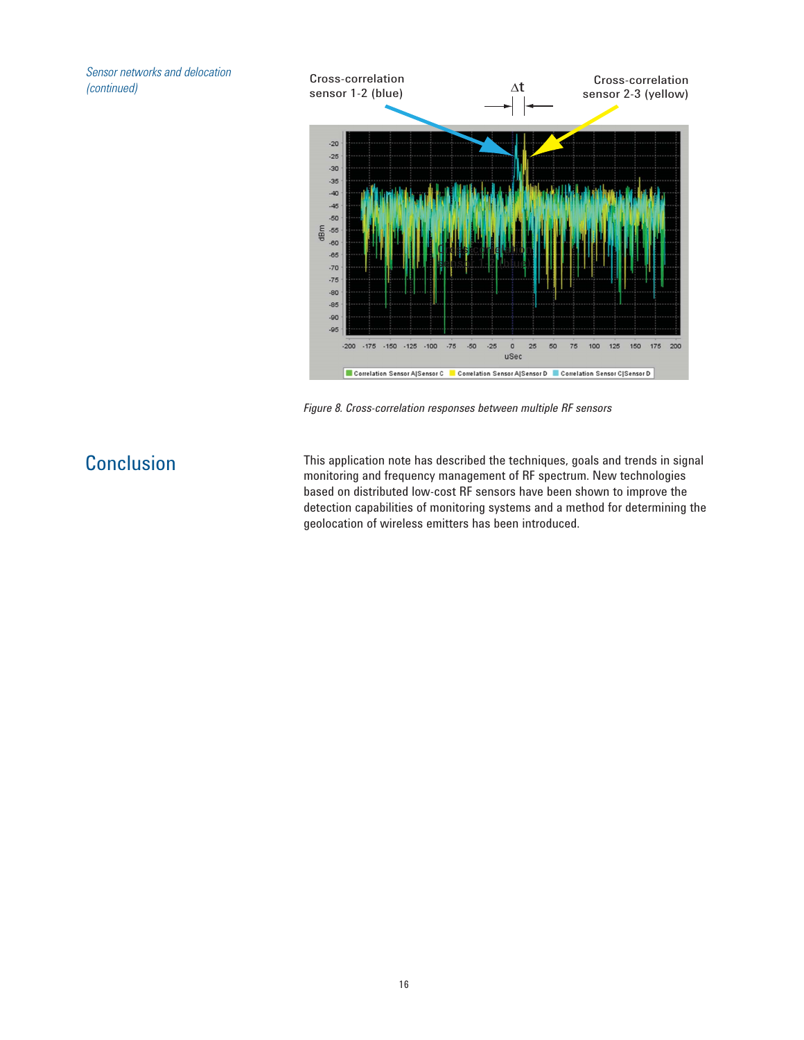*Sensor networks and delocation (continued)*

Figure 8. Cross-correlation responses between multiple RF sensors

## Conclusion

This application note has described the techniques, goals and trends in signal monitoring and frequency management of RF spectrum. New technologies based on distributed low-cost RF sensors have been shown to improve the detection capabilities of monitoring systems and a method for determining the geolocation of wireless emitters has been introduced.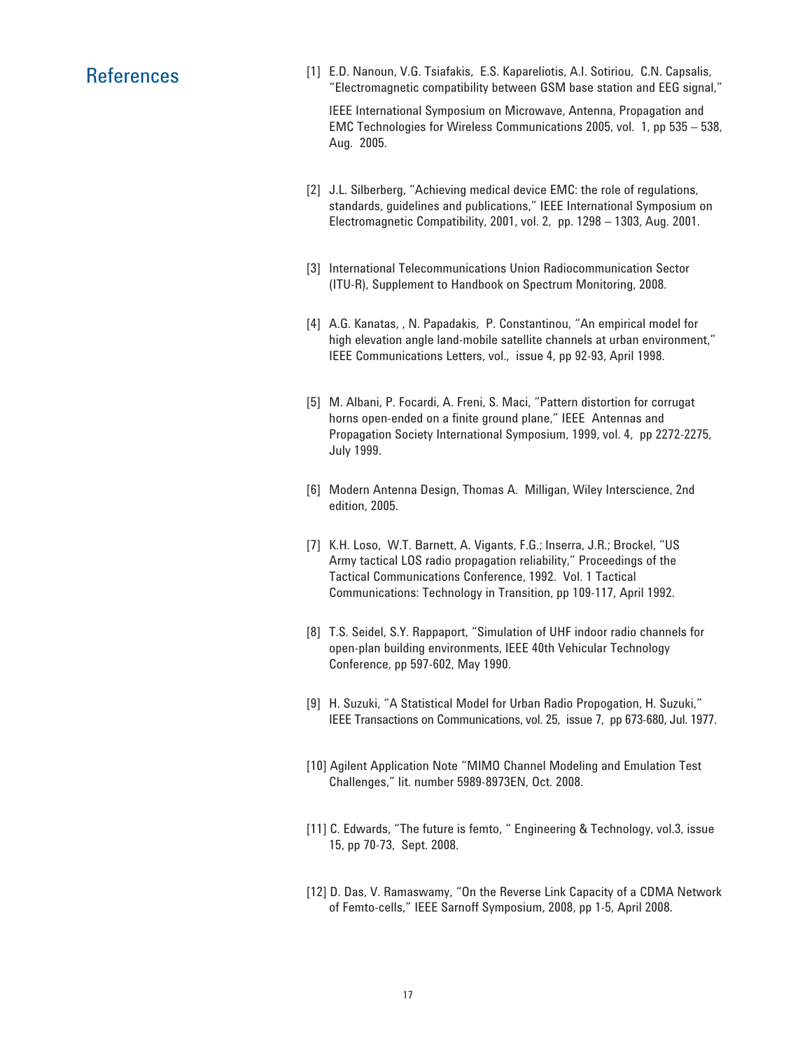## References

[1] E.D. Nanoun, V.G. Tsiafakis, E.S. Kapareliotis, A.I. Sotiriou, C.N. Capsalis, "Electromagnetic compatibility between GSM base station and EEG signal,"

IEEE International Symposium on Microwave, Antenna, Propagation and EMC Technologies for Wireless Communications 2005, vol. 1, pp 535 – 538, Aug. 2005.

[2] J.L. Silberberg, "Achieving medical device EMC: the role of regulations, standards, guidelines and publications," IEEE International Symposium on Electromagnetic Compatibility, 2001, vol. 2, pp. 1298 – 1303, Aug. 2001.

[3] International Telecommunications Union Radiocommunication Sector (ITU-R), Supplement to Handbook on Spectrum Monitoring, 2008.

[4] A.G. Kanatas, , N. Papadakis, P. Constantinou, "An empirical model for high elevation angle land-mobile satellite channels at urban environment," IEEE Communications Letters, vol., issue 4, pp 92-93, April 1998.

[5] M. Albani, P. Focardi, A. Freni, S. Maci, "Pattern distortion for corrugat horns open-ended on a finite ground plane," IEEE Antennas and Propagation Society International Symposium, 1999, vol. 4, pp 2272-2275, July 1999.

[6] Modern Antenna Design, Thomas A. Milligan, Wiley Interscience, 2nd edition, 2005.

[7] K.H. Loso, W.T. Barnett, A. Vigants, F.G.; Inserra, J.R.; Brockel, "US Army tactical LOS radio propagation reliability," Proceedings of the Tactical Communications Conference, 1992. Vol. 1 Tactical Communications: Technology in Transition, pp 109-117, April 1992.

[8] T.S. Seidel, S.Y. Rappaport, "Simulation of UHF indoor radio channels for open-plan building environments, IEEE 40th Vehicular Technology Conference, pp 597-602, May 1990.

[9] H. Suzuki, "A Statistical Model for Urban Radio Propogation, H. Suzuki," IEEE Transactions on Communications, vol. 25, issue 7, pp 673-680, Jul. 1977.

[10] Agilent Application Note "MIMO Channel Modeling and Emulation Test Challenges," lit. number 5989-8973EN, Oct. 2008.

[11] C. Edwards, "The future is femto, " Engineering & Technology, vol.3, issue 15, pp 70-73, Sept. 2008.

[12] D. Das, V. Ramaswamy, "On the Reverse Link Capacity of a CDMA Network of Femto-cells," IEEE Sarnoff Symposium, 2008, pp 1-5, April 2008.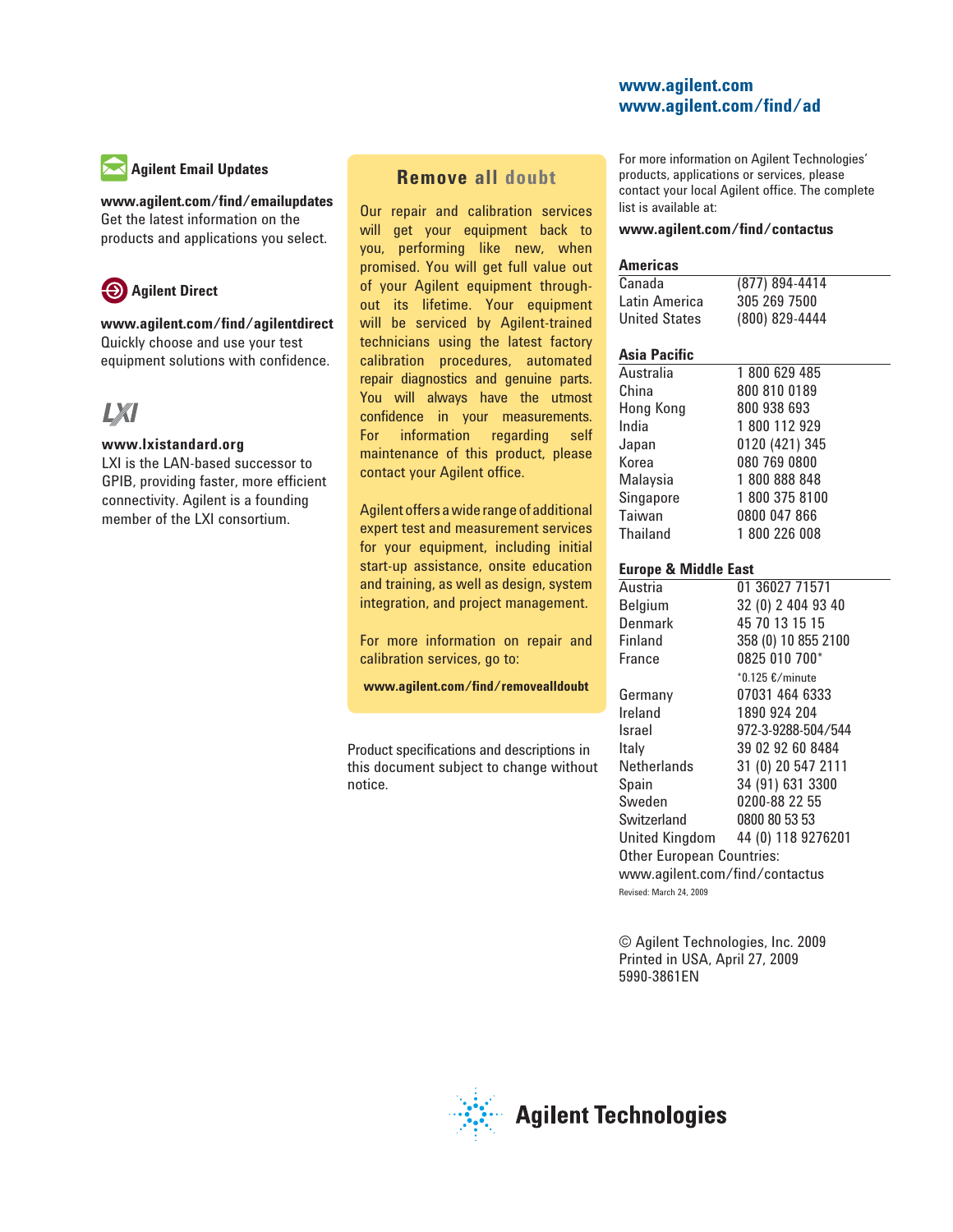www.agilent.com
www.agilent.com/find/ad

### Agilent Email Updates

**www.agilent.com/find/emailupdates**
Get the latest information on the products and applications you select.

### Agilent Direct

**www.agilent.com/find/agilentdirect**
Quickly choose and use your test equipment solutions with confidence.

LXI

**www.lxistandard.org**
LXI is the LAN-based successor to GPIB, providing faster, more efficient connectivity. Agilent is a founding member of the LXI consortium.

## Remove all doubt

Our repair and calibration services will get your equipment back to you, performing like new, when promised. You will get full value out of your Agilent equipment throughout its lifetime. Your equipment will be serviced by Agilent-trained technicians using the latest factory calibration procedures, automated repair diagnostics and genuine parts. You will always have the utmost confidence in your measurements. For information regarding self maintenance of this product, please contact your Agilent office.

Agilent offers a wide range of additional expert test and measurement services for your equipment, including initial start-up assistance, onsite education and training, as well as design, system integration, and project management.

For more information on repair and calibration services, go to:

**www.agilent.com/find/removealldoubt**

Product specifications and descriptions in this document subject to change without notice.

For more information on Agilent Technologies' products, applications or services, please contact your local Agilent office. The complete list is available at:

**www.agilent.com/find/contactus**

**Americas**

| | |
|---|---|
| Canada | (877) 894-4414 |
| Latin America | 305 269 7500 |
| United States | (800) 829-4444 |

**Asia Pacific**

| | |
|---|---|
| Australia | 1 800 629 485 |
| China | 800 810 0189 |
| Hong Kong | 800 938 693 |
| India | 1 800 112 929 |
| Japan | 0120 (421) 345 |
| Korea | 080 769 0800 |
| Malaysia | 1 800 888 848 |
| Singapore | 1 800 375 8100 |
| Taiwan | 0800 047 866 |
| Thailand | 1 800 226 008 |

**Europe & Middle East**

| | |
|---|---|
| Austria | 01 36027 71571 |
| Belgium | 32 (0) 2 404 93 40 |
| Denmark | 45 70 13 15 15 |
| Finland | 358 (0) 10 855 2100 |
| France | 0825 010 700* |
| | *0.125 €/minute |
| Germany | 07031 464 6333 |
| Ireland | 1890 924 204 |
| Israel | 972-3-9288-504/544 |
| Italy | 39 02 92 60 8484 |
| Netherlands | 31 (0) 20 547 2111 |
| Spain | 34 (91) 631 3300 |
| Sweden | 0200-88 22 55 |
| Switzerland | 0800 80 53 53 |
| United Kingdom | 44 (0) 118 9276201 |

Other European Countries:
www.agilent.com/find/contactus

Revised: March 24, 2009

© Agilent Technologies, Inc. 2009
Printed in USA, April 27, 2009
5990-3861EN

Agilent Technologies